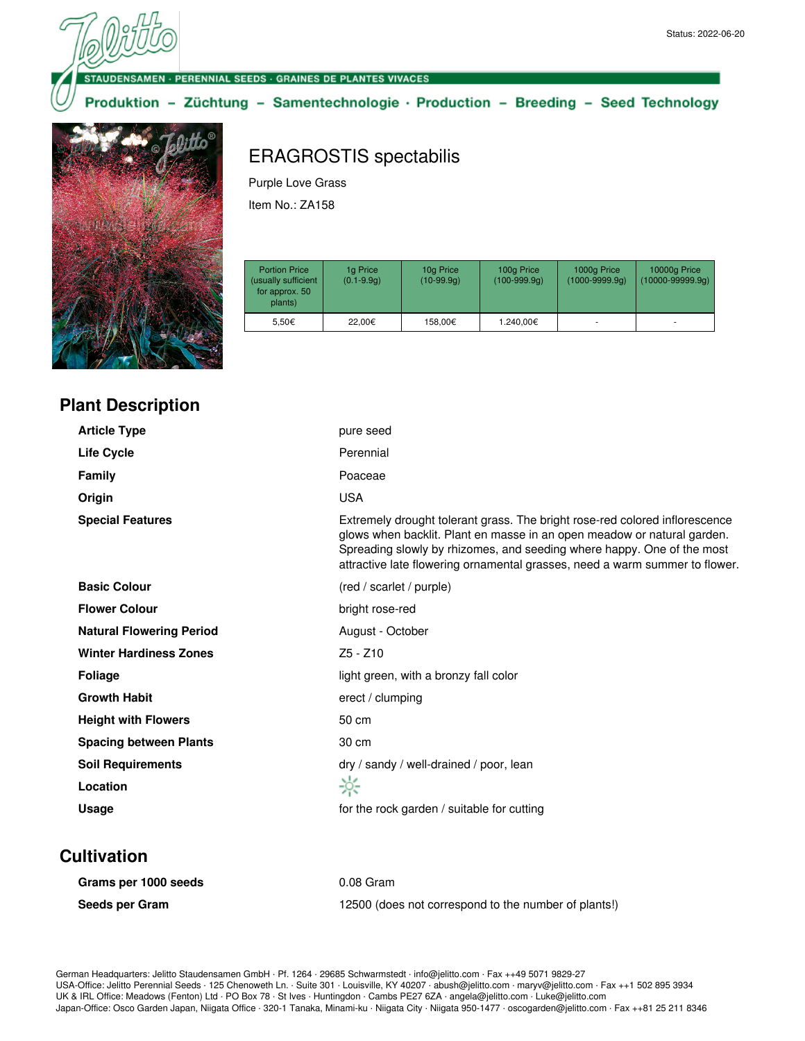Status: 2022-06-20

STAUDENSAMEN · PERENNIAL SEEDS · GRAINES DE PLANTES VIVACES

Produktion – Züchtung – Samentechnologie · Production – Breeding – Seed Technology

# ERAGROSTIS spectabilis

Purple Love Grass

Item No.: ZA158

| Portion Price (usually sufficient for approx. 50 plants) | 1g Price (0.1-9.9g) | 10g Price (10-99.9g) | 100g Price (100-999.9g) | 1000g Price (1000-9999.9g) | 10000g Price (10000-99999.9g) |
|---|---|---|---|---|---|
| 5,50€ | 22,00€ | 158,00€ | 1.240,00€ | - | - |

## Plant Description

| | |
|---|---|
| **Article Type** | pure seed |
| **Life Cycle** | Perennial |
| **Family** | Poaceae |
| **Origin** | USA |
| **Special Features** | Extremely drought tolerant grass. The bright rose-red colored inflorescence glows when backlit. Plant en masse in an open meadow or natural garden. Spreading slowly by rhizomes, and seeding where happy. One of the most attractive late flowering ornamental grasses, need a warm summer to flower. |
| **Basic Colour** | (red / scarlet / purple) |
| **Flower Colour** | bright rose-red |
| **Natural Flowering Period** | August - October |
| **Winter Hardiness Zones** | Z5 - Z10 |
| **Foliage** | light green, with a bronzy fall color |
| **Growth Habit** | erect / clumping |
| **Height with Flowers** | 50 cm |
| **Spacing between Plants** | 30 cm |
| **Soil Requirements** | dry / sandy / well-drained / poor, lean |
| **Location** | |
| **Usage** | for the rock garden / suitable for cutting |

## Cultivation

| | |
|---|---|
| **Grams per 1000 seeds** | 0.08 Gram |
| **Seeds per Gram** | 12500 (does not correspond to the number of plants!) |

German Headquarters: Jelitto Staudensamen GmbH · Pf. 1264 · 29685 Schwarmstedt · info@jelitto.com · Fax ++49 5071 9829-27
USA-Office: Jelitto Perennial Seeds · 125 Chenoweth Ln. · Suite 301 · Louisville, KY 40207 · abush@jelitto.com · maryv@jelitto.com · Fax ++1 502 895 3934
UK & IRL Office: Meadows (Fenton) Ltd · PO Box 78 · St Ives · Huntingdon · Cambs PE27 6ZA · angela@jelitto.com · Luke@jelitto.com
Japan-Office: Osco Garden Japan, Niigata Office · 320-1 Tanaka, Minami-ku · Niigata City · Niigata 950-1477 · oscogarden@jelitto.com · Fax ++81 25 211 8346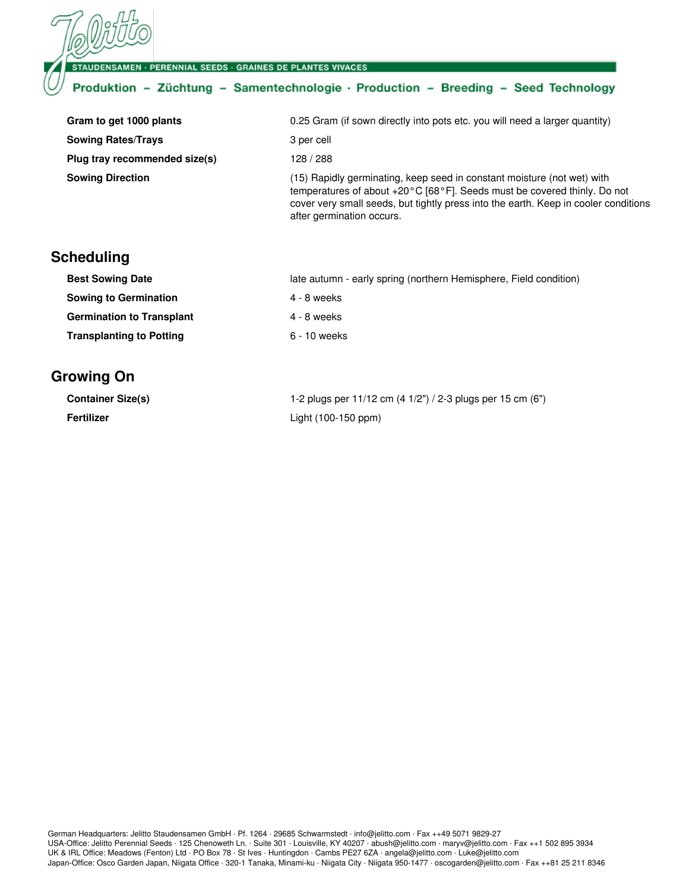| | |
|---|---|
| **Gram to get 1000 plants** | 0.25 Gram (if sown directly into pots etc. you will need a larger quantity) |
| **Sowing Rates/Trays** | 3 per cell |
| **Plug tray recommended size(s)** | 128 / 288 |
| **Sowing Direction** | (15) Rapidly germinating, keep seed in constant moisture (not wet) with temperatures of about +20°C [68°F]. Seeds must be covered thinly. Do not cover very small seeds, but tightly press into the earth. Keep in cooler conditions after germination occurs. |

## Scheduling

| | |
|---|---|
| **Best Sowing Date** | late autumn - early spring (northern Hemisphere, Field condition) |
| **Sowing to Germination** | 4 - 8 weeks |
| **Germination to Transplant** | 4 - 8 weeks |
| **Transplanting to Potting** | 6 - 10 weeks |

## Growing On

| | |
|---|---|
| **Container Size(s)** | 1-2 plugs per 11/12 cm (4 1/2") / 2-3 plugs per 15 cm (6") |
| **Fertilizer** | Light (100-150 ppm) |